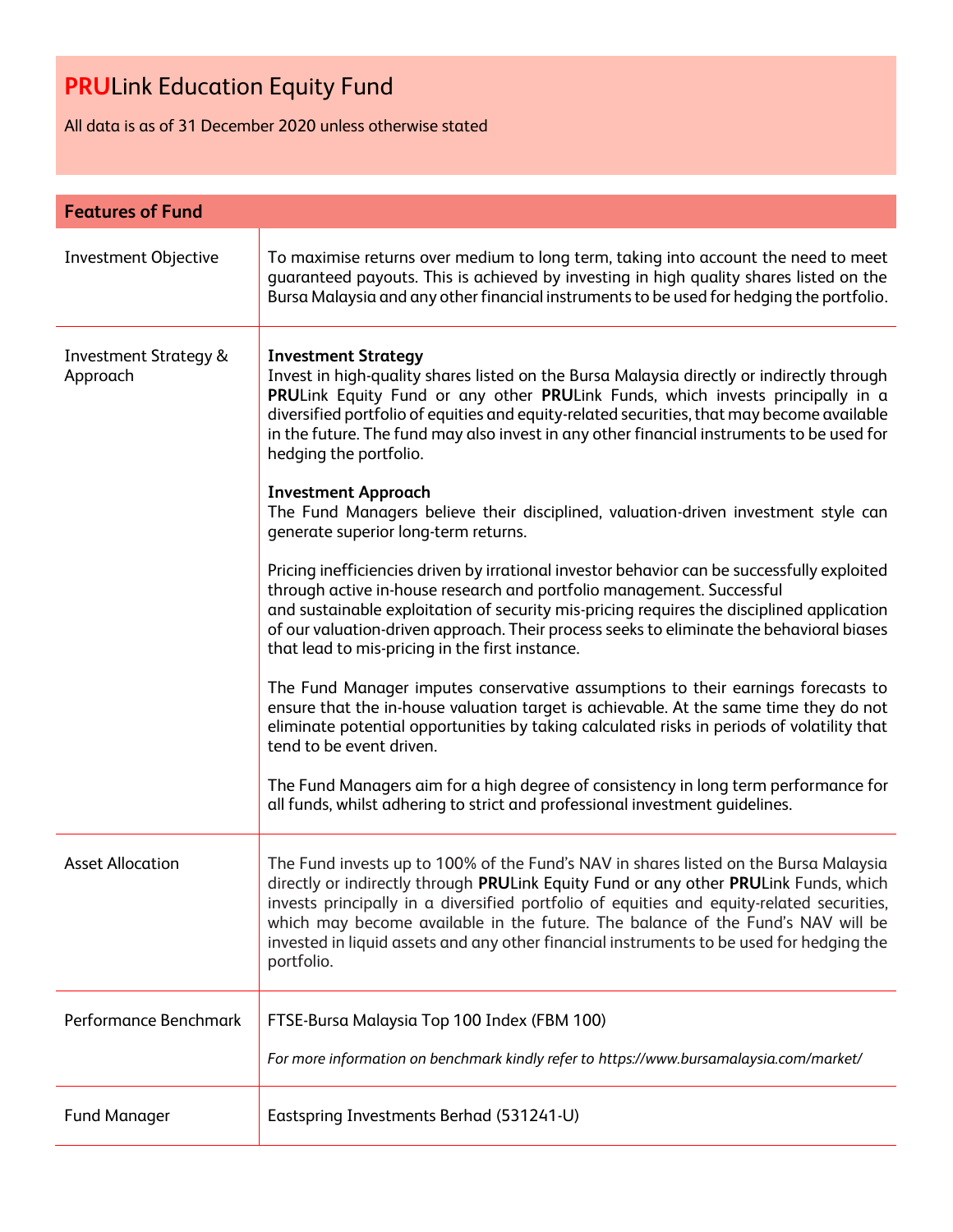# **PRU**Link Education Equity Fund

All data is as of 31 December 2020 unless otherwise stated

## Features of Fund

| | |
|---|---|
| Investment Objective | To maximise returns over medium to long term, taking into account the need to meet guaranteed payouts. This is achieved by investing in high quality shares listed on the Bursa Malaysia and any other financial instruments to be used for hedging the portfolio. |
| Investment Strategy & Approach | **Investment Strategy**<br>Invest in high-quality shares listed on the Bursa Malaysia directly or indirectly through **PRU**Link Equity Fund or any other **PRU**Link Funds, which invests principally in a diversified portfolio of equities and equity-related securities, that may become available in the future. The fund may also invest in any other financial instruments to be used for hedging the portfolio.<br><br>**Investment Approach**<br>The Fund Managers believe their disciplined, valuation-driven investment style can generate superior long-term returns.<br><br>Pricing inefficiencies driven by irrational investor behavior can be successfully exploited through active in-house research and portfolio management. Successful and sustainable exploitation of security mis-pricing requires the disciplined application of our valuation-driven approach. Their process seeks to eliminate the behavioral biases that lead to mis-pricing in the first instance.<br><br>The Fund Manager imputes conservative assumptions to their earnings forecasts to ensure that the in-house valuation target is achievable. At the same time they do not eliminate potential opportunities by taking calculated risks in periods of volatility that tend to be event driven.<br><br>The Fund Managers aim for a high degree of consistency in long term performance for all funds, whilst adhering to strict and professional investment guidelines. |
| Asset Allocation | The Fund invests up to 100% of the Fund's NAV in shares listed on the Bursa Malaysia directly or indirectly through **PRU**Link Equity Fund or any other **PRU**Link Funds, which invests principally in a diversified portfolio of equities and equity-related securities, which may become available in the future. The balance of the Fund's NAV will be invested in liquid assets and any other financial instruments to be used for hedging the portfolio. |
| Performance Benchmark | FTSE-Bursa Malaysia Top 100 Index (FBM 100)<br><br>*For more information on benchmark kindly refer to https://www.bursamalaysia.com/market/* |
| Fund Manager | Eastspring Investments Berhad (531241-U) |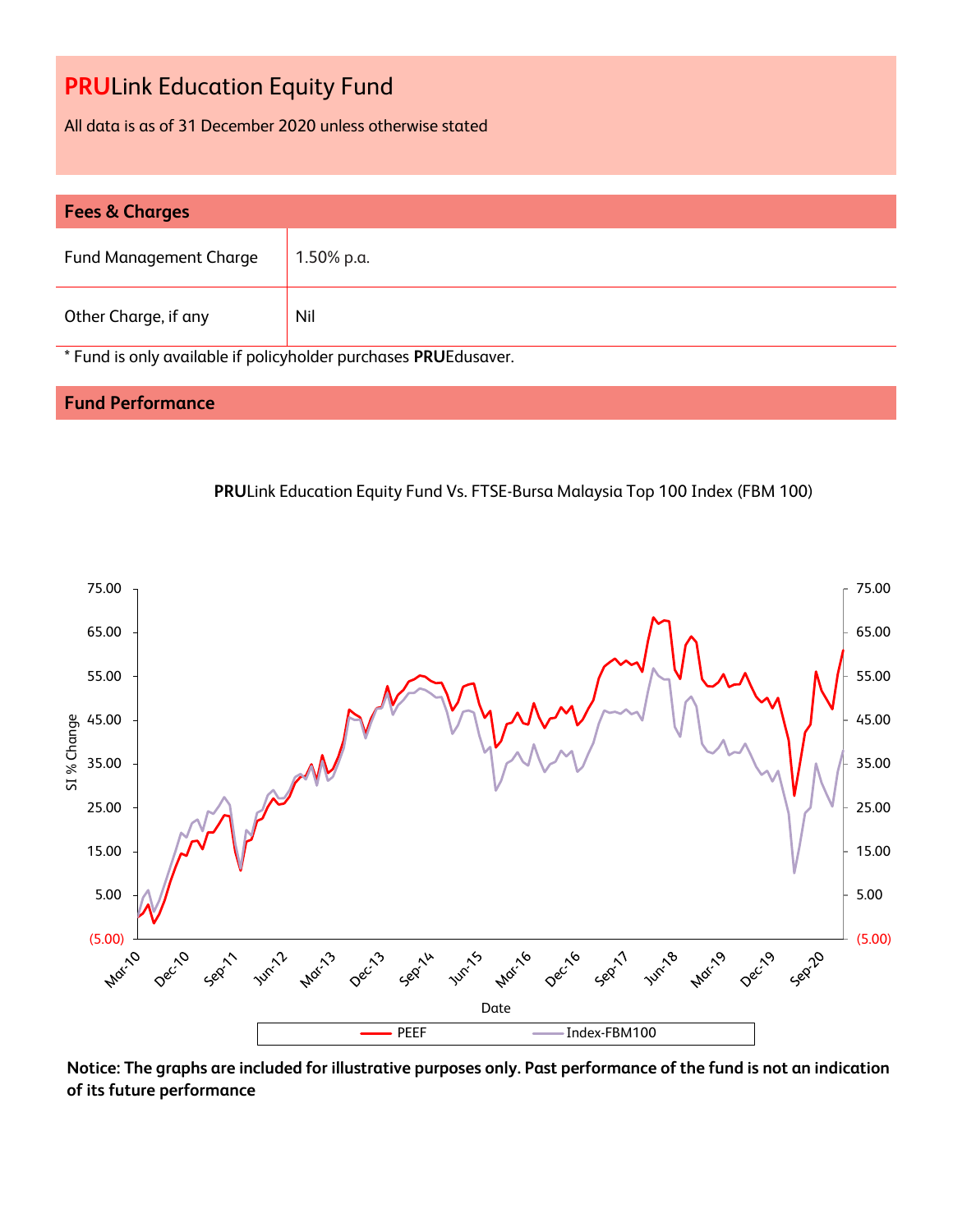# **PRU**Link Education Equity Fund

All data is as of 31 December 2020 unless otherwise stated

## Fees & Charges

| Fund Management Charge | 1.50% p.a. |
|---|---|
| Other Charge, if any | Nil |

* Fund is only available if policyholder purchases **PRU**Edusaver.

## Fund Performance

**PRU**Link Education Equity Fund Vs. FTSE-Bursa Malaysia Top 100 Index (FBM 100)

**Notice: The graphs are included for illustrative purposes only. Past performance of the fund is not an indication of its future performance**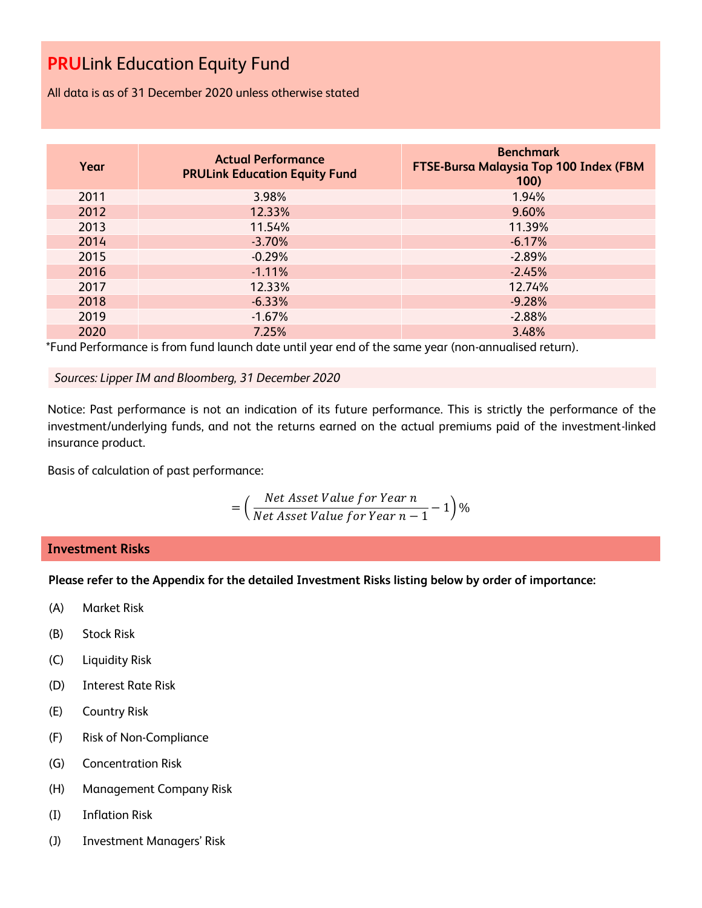# **PRU**Link Education Equity Fund

All data is as of 31 December 2020 unless otherwise stated

| Year | Actual Performance PRULink Education Equity Fund | Benchmark FTSE-Bursa Malaysia Top 100 Index (FBM 100) |
|---|---|---|
| 2011 | 3.98% | 1.94% |
| 2012 | 12.33% | 9.60% |
| 2013 | 11.54% | 11.39% |
| 2014 | -3.70% | -6.17% |
| 2015 | -0.29% | -2.89% |
| 2016 | -1.11% | -2.45% |
| 2017 | 12.33% | 12.74% |
| 2018 | -6.33% | -9.28% |
| 2019 | -1.67% | -2.88% |
| 2020 | 7.25% | 3.48% |

*Fund Performance is from fund launch date until year end of the same year (non-annualised return).

*Sources: Lipper IM and Bloomberg, 31 December 2020*

Notice: Past performance is not an indication of its future performance. This is strictly the performance of the investment/underlying funds, and not the returns earned on the actual premiums paid of the investment-linked insurance product.

Basis of calculation of past performance:

$$= \left( \frac{Net\ Asset\ Value\ for\ Year\ n}{Net\ Asset\ Value\ for\ Year\ n-1} - 1 \right) \%$$

## Investment Risks

**Please refer to the Appendix for the detailed Investment Risks listing below by order of importance:**

(A) Market Risk

(B) Stock Risk

(C) Liquidity Risk

(D) Interest Rate Risk

(E) Country Risk

(F) Risk of Non-Compliance

(G) Concentration Risk

(H) Management Company Risk

(I) Inflation Risk

(J) Investment Managers' Risk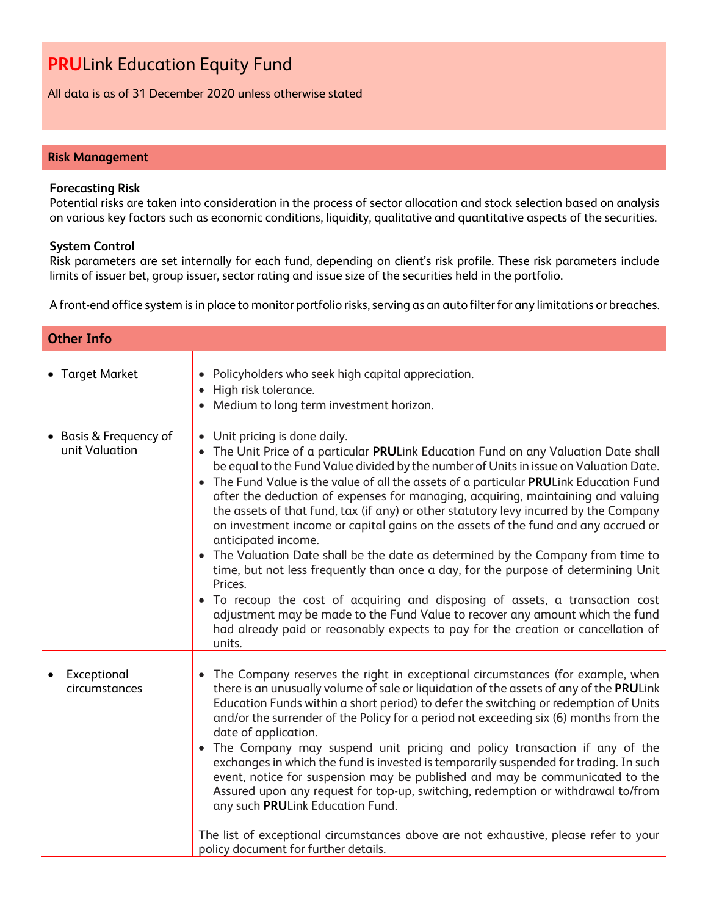# **PRU**Link Education Equity Fund

All data is as of 31 December 2020 unless otherwise stated

## Risk Management

**Forecasting Risk**
Potential risks are taken into consideration in the process of sector allocation and stock selection based on analysis on various key factors such as economic conditions, liquidity, qualitative and quantitative aspects of the securities.

**System Control**
Risk parameters are set internally for each fund, depending on client's risk profile. These risk parameters include limits of issuer bet, group issuer, sector rating and issue size of the securities held in the portfolio.

A front-end office system is in place to monitor portfolio risks, serving as an auto filter for any limitations or breaches.

## Other Info

| | |
|---|---|
| • Target Market | • Policyholders who seek high capital appreciation.<br>• High risk tolerance.<br>• Medium to long term investment horizon. |
| • Basis & Frequency of unit Valuation | • Unit pricing is done daily.<br>• The Unit Price of a particular **PRU**Link Education Fund on any Valuation Date shall be equal to the Fund Value divided by the number of Units in issue on Valuation Date.<br>• The Fund Value is the value of all the assets of a particular **PRU**Link Education Fund after the deduction of expenses for managing, acquiring, maintaining and valuing the assets of that fund, tax (if any) or other statutory levy incurred by the Company on investment income or capital gains on the assets of the fund and any accrued or anticipated income.<br>• The Valuation Date shall be the date as determined by the Company from time to time, but not less frequently than once a day, for the purpose of determining Unit Prices.<br>• To recoup the cost of acquiring and disposing of assets, a transaction cost adjustment may be made to the Fund Value to recover any amount which the fund had already paid or reasonably expects to pay for the creation or cancellation of units. |
| • Exceptional circumstances | • The Company reserves the right in exceptional circumstances (for example, when there is an unusually volume of sale or liquidation of the assets of any of the **PRU**Link Education Funds within a short period) to defer the switching or redemption of Units and/or the surrender of the Policy for a period not exceeding six (6) months from the date of application.<br>• The Company may suspend unit pricing and policy transaction if any of the exchanges in which the fund is invested is temporarily suspended for trading. In such event, notice for suspension may be published and may be communicated to the Assured upon any request for top-up, switching, redemption or withdrawal to/from any such **PRU**Link Education Fund.<br><br>The list of exceptional circumstances above are not exhaustive, please refer to your policy document for further details. |